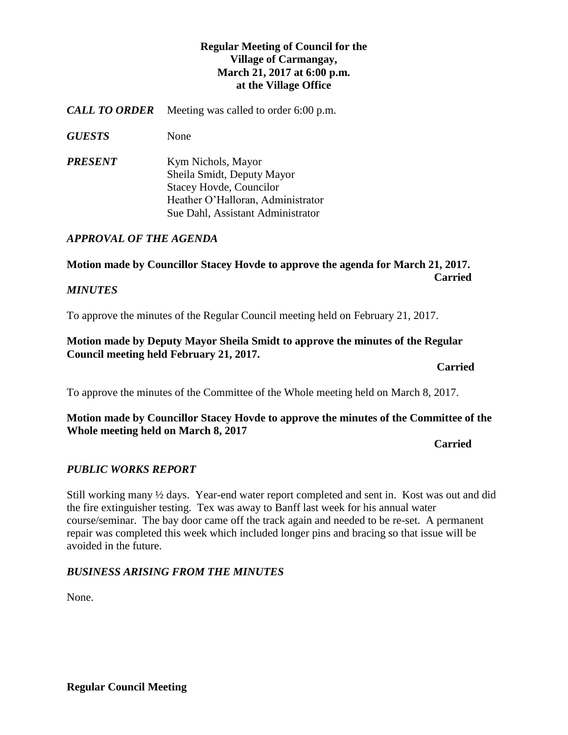**Regular Meeting of Council for the Village of Carmangay, March 21, 2017 at 6:00 p.m. at the Village Office**

***CALL TO ORDER*** Meeting was called to order 6:00 p.m.

***GUESTS*** None

***PRESENT*** Kym Nichols, Mayor
Sheila Smidt, Deputy Mayor
Stacey Hovde, Councilor
Heather O'Halloran, Administrator
Sue Dahl, Assistant Administrator

***APPROVAL OF THE AGENDA***

**Motion made by Councillor Stacey Hovde to approve the agenda for March 21, 2017.**
**Carried**

***MINUTES***

To approve the minutes of the Regular Council meeting held on February 21, 2017.

**Motion made by Deputy Mayor Sheila Smidt to approve the minutes of the Regular Council meeting held February 21, 2017.**
**Carried**

To approve the minutes of the Committee of the Whole meeting held on March 8, 2017.

**Motion made by Councillor Stacey Hovde to approve the minutes of the Committee of the Whole meeting held on March 8, 2017**
**Carried**

***PUBLIC WORKS REPORT***

Still working many ½ days. Year-end water report completed and sent in. Kost was out and did the fire extinguisher testing. Tex was away to Banff last week for his annual water course/seminar. The bay door came off the track again and needed to be re-set. A permanent repair was completed this week which included longer pins and bracing so that issue will be avoided in the future.

***BUSINESS ARISING FROM THE MINUTES***

None.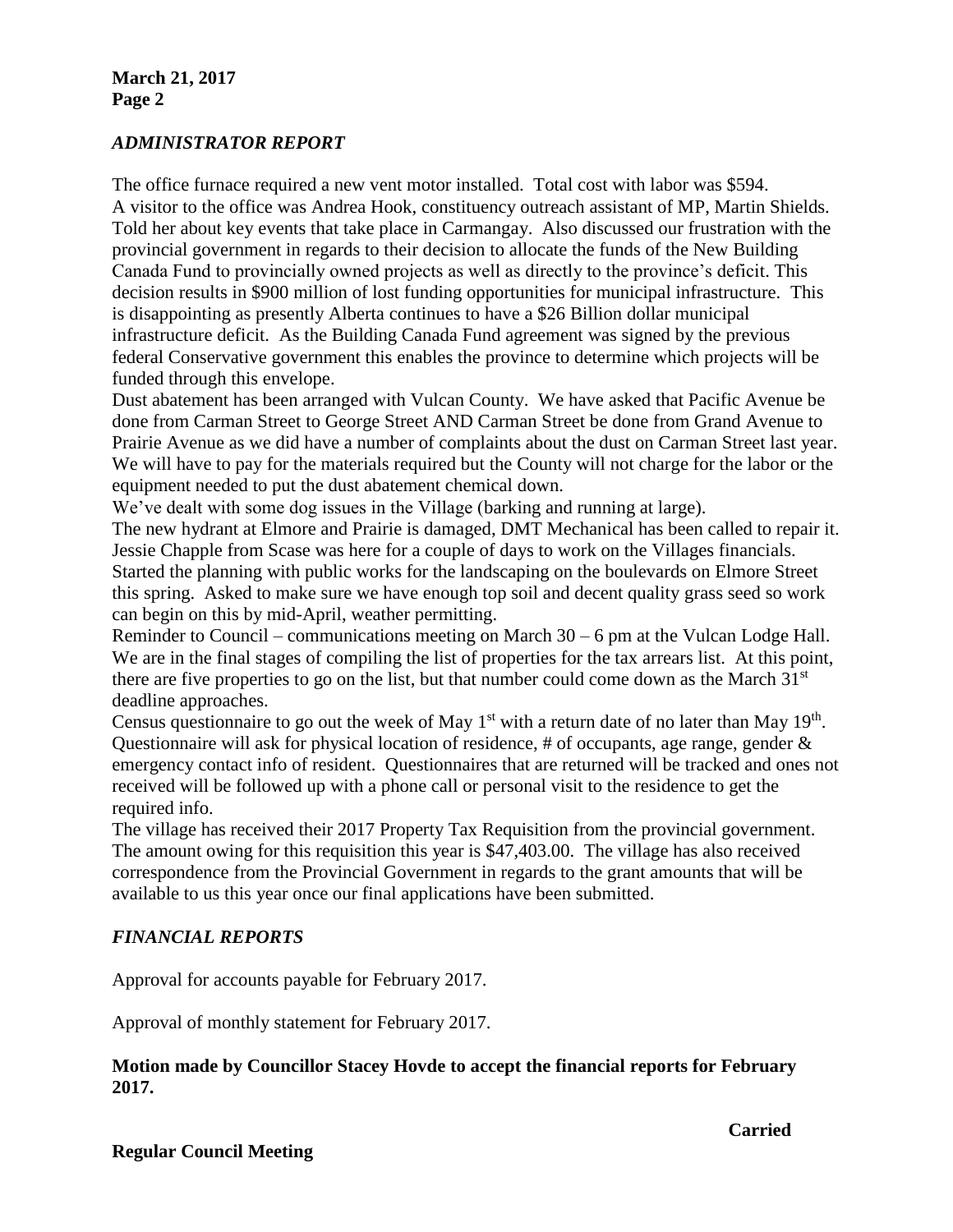## *ADMINISTRATOR REPORT*

The office furnace required a new vent motor installed. Total cost with labor was $594.
A visitor to the office was Andrea Hook, constituency outreach assistant of MP, Martin Shields. Told her about key events that take place in Carmangay. Also discussed our frustration with the provincial government in regards to their decision to allocate the funds of the New Building Canada Fund to provincially owned projects as well as directly to the province's deficit. This decision results in $900 million of lost funding opportunities for municipal infrastructure. This is disappointing as presently Alberta continues to have a $26 Billion dollar municipal infrastructure deficit. As the Building Canada Fund agreement was signed by the previous federal Conservative government this enables the province to determine which projects will be funded through this envelope.
Dust abatement has been arranged with Vulcan County. We have asked that Pacific Avenue be done from Carman Street to George Street AND Carman Street be done from Grand Avenue to Prairie Avenue as we did have a number of complaints about the dust on Carman Street last year. We will have to pay for the materials required but the County will not charge for the labor or the equipment needed to put the dust abatement chemical down.
We've dealt with some dog issues in the Village (barking and running at large).
The new hydrant at Elmore and Prairie is damaged, DMT Mechanical has been called to repair it.
Jessie Chapple from Scase was here for a couple of days to work on the Villages financials.
Started the planning with public works for the landscaping on the boulevards on Elmore Street this spring. Asked to make sure we have enough top soil and decent quality grass seed so work can begin on this by mid-April, weather permitting.
Reminder to Council – communications meeting on March 30 – 6 pm at the Vulcan Lodge Hall.
We are in the final stages of compiling the list of properties for the tax arrears list. At this point, there are five properties to go on the list, but that number could come down as the March 31st deadline approaches.
Census questionnaire to go out the week of May 1st with a return date of no later than May 19th. Questionnaire will ask for physical location of residence, # of occupants, age range, gender & emergency contact info of resident. Questionnaires that are returned will be tracked and ones not received will be followed up with a phone call or personal visit to the residence to get the required info.
The village has received their 2017 Property Tax Requisition from the provincial government. The amount owing for this requisition this year is $47,403.00. The village has also received correspondence from the Provincial Government in regards to the grant amounts that will be available to us this year once our final applications have been submitted.

## *FINANCIAL REPORTS*

Approval for accounts payable for February 2017.

Approval of monthly statement for February 2017.

**Motion made by Councillor Stacey Hovde to accept the financial reports for February 2017.**

**Carried**

**Regular Council Meeting**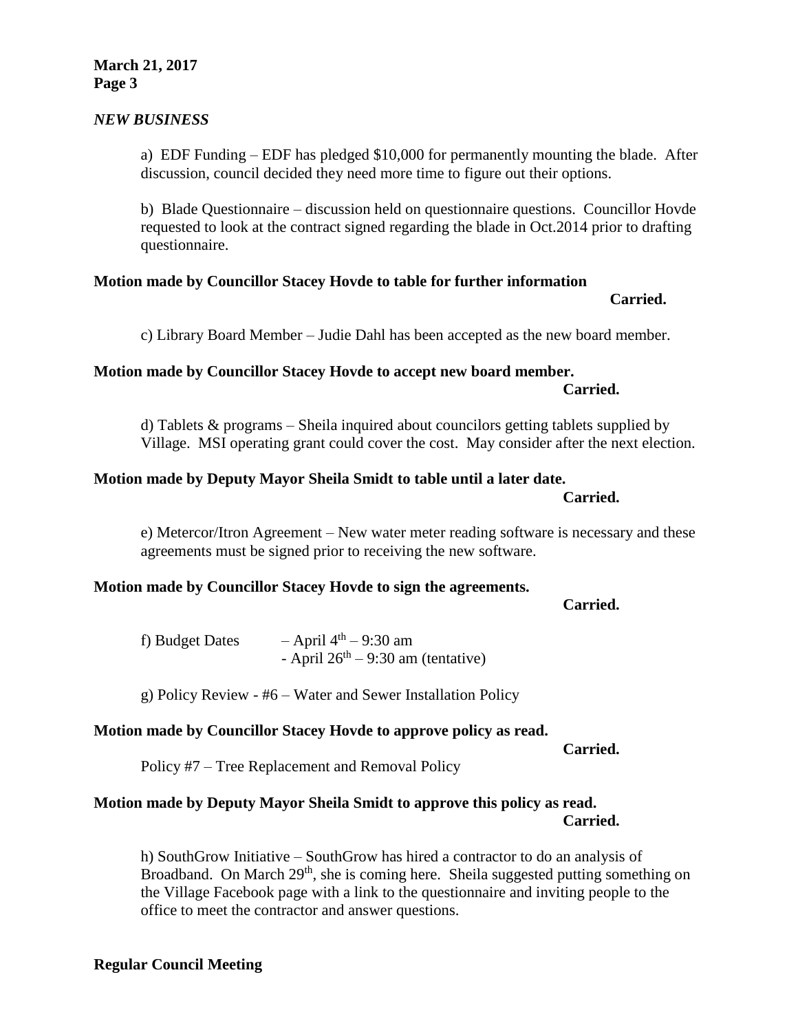## *NEW BUSINESS*

a) EDF Funding – EDF has pledged $10,000 for permanently mounting the blade. After discussion, council decided they need more time to figure out their options.

b) Blade Questionnaire – discussion held on questionnaire questions. Councillor Hovde requested to look at the contract signed regarding the blade in Oct.2014 prior to drafting questionnaire.

**Motion made by Councillor Stacey Hovde to table for further information**

**Carried.**

c) Library Board Member – Judie Dahl has been accepted as the new board member.

**Motion made by Councillor Stacey Hovde to accept new board member.**

**Carried.**

d) Tablets & programs – Sheila inquired about councilors getting tablets supplied by Village. MSI operating grant could cover the cost. May consider after the next election.

**Motion made by Deputy Mayor Sheila Smidt to table until a later date.**

**Carried.**

e) Metercor/Itron Agreement – New water meter reading software is necessary and these agreements must be signed prior to receiving the new software.

**Motion made by Councillor Stacey Hovde to sign the agreements.**

**Carried.**

f) Budget Dates – April 4th – 9:30 am
- April 26th – 9:30 am (tentative)

g) Policy Review - #6 – Water and Sewer Installation Policy

**Motion made by Councillor Stacey Hovde to approve policy as read.**

**Carried.**

Policy #7 – Tree Replacement and Removal Policy

**Motion made by Deputy Mayor Sheila Smidt to approve this policy as read.**

**Carried.**

h) SouthGrow Initiative – SouthGrow has hired a contractor to do an analysis of Broadband. On March 29th, she is coming here. Sheila suggested putting something on the Village Facebook page with a link to the questionnaire and inviting people to the office to meet the contractor and answer questions.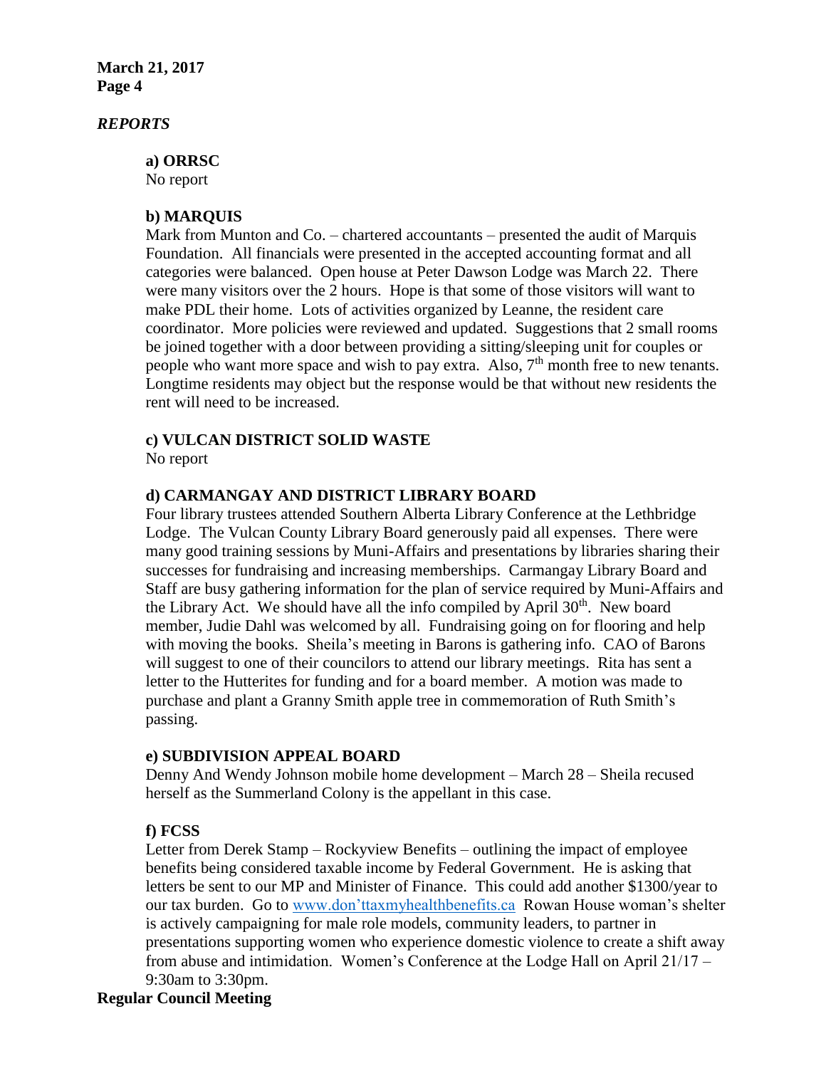## *REPORTS*

### a) ORRSC

No report

### b) MARQUIS

Mark from Munton and Co. – chartered accountants – presented the audit of Marquis Foundation. All financials were presented in the accepted accounting format and all categories were balanced. Open house at Peter Dawson Lodge was March 22. There were many visitors over the 2 hours. Hope is that some of those visitors will want to make PDL their home. Lots of activities organized by Leanne, the resident care coordinator. More policies were reviewed and updated. Suggestions that 2 small rooms be joined together with a door between providing a sitting/sleeping unit for couples or people who want more space and wish to pay extra. Also, 7th month free to new tenants. Longtime residents may object but the response would be that without new residents the rent will need to be increased.

### c) VULCAN DISTRICT SOLID WASTE

No report

### d) CARMANGAY AND DISTRICT LIBRARY BOARD

Four library trustees attended Southern Alberta Library Conference at the Lethbridge Lodge. The Vulcan County Library Board generously paid all expenses. There were many good training sessions by Muni-Affairs and presentations by libraries sharing their successes for fundraising and increasing memberships. Carmangay Library Board and Staff are busy gathering information for the plan of service required by Muni-Affairs and the Library Act. We should have all the info compiled by April 30th. New board member, Judie Dahl was welcomed by all. Fundraising going on for flooring and help with moving the books. Sheila's meeting in Barons is gathering info. CAO of Barons will suggest to one of their councilors to attend our library meetings. Rita has sent a letter to the Hutterites for funding and for a board member. A motion was made to purchase and plant a Granny Smith apple tree in commemoration of Ruth Smith's passing.

### e) SUBDIVISION APPEAL BOARD

Denny And Wendy Johnson mobile home development – March 28 – Sheila recused herself as the Summerland Colony is the appellant in this case.

### f) FCSS

Letter from Derek Stamp – Rockyview Benefits – outlining the impact of employee benefits being considered taxable income by Federal Government. He is asking that letters be sent to our MP and Minister of Finance. This could add another $1300/year to our tax burden. Go to www.don'ttaxmyhealthbenefits.ca Rowan House woman's shelter is actively campaigning for male role models, community leaders, to partner in presentations supporting women who experience domestic violence to create a shift away from abuse and intimidation. Women's Conference at the Lodge Hall on April 21/17 – 9:30am to 3:30pm.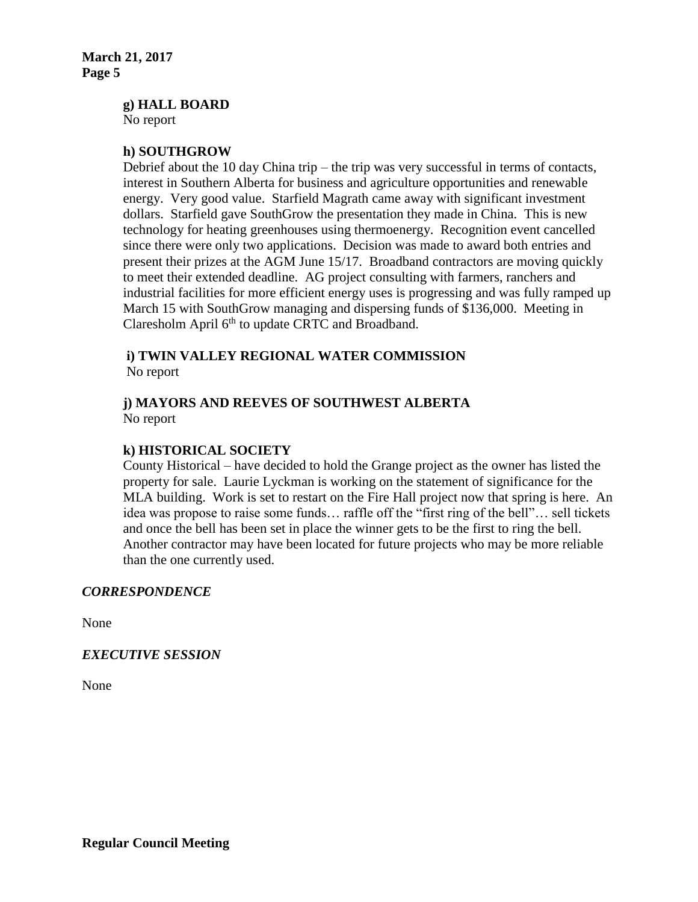**g) HALL BOARD**
No report

**h) SOUTHGROW**
Debrief about the 10 day China trip – the trip was very successful in terms of contacts, interest in Southern Alberta for business and agriculture opportunities and renewable energy. Very good value. Starfield Magrath came away with significant investment dollars. Starfield gave SouthGrow the presentation they made in China. This is new technology for heating greenhouses using thermoenergy. Recognition event cancelled since there were only two applications. Decision was made to award both entries and present their prizes at the AGM June 15/17. Broadband contractors are moving quickly to meet their extended deadline. AG project consulting with farmers, ranchers and industrial facilities for more efficient energy uses is progressing and was fully ramped up March 15 with SouthGrow managing and dispersing funds of $136,000. Meeting in Claresholm April 6th to update CRTC and Broadband.

**i) TWIN VALLEY REGIONAL WATER COMMISSION**
No report

**j) MAYORS AND REEVES OF SOUTHWEST ALBERTA**
No report

**k) HISTORICAL SOCIETY**
County Historical – have decided to hold the Grange project as the owner has listed the property for sale. Laurie Lyckman is working on the statement of significance for the MLA building. Work is set to restart on the Fire Hall project now that spring is here. An idea was propose to raise some funds… raffle off the "first ring of the bell"… sell tickets and once the bell has been set in place the winner gets to be the first to ring the bell. Another contractor may have been located for future projects who may be more reliable than the one currently used.

***CORRESPONDENCE***

None

***EXECUTIVE SESSION***

None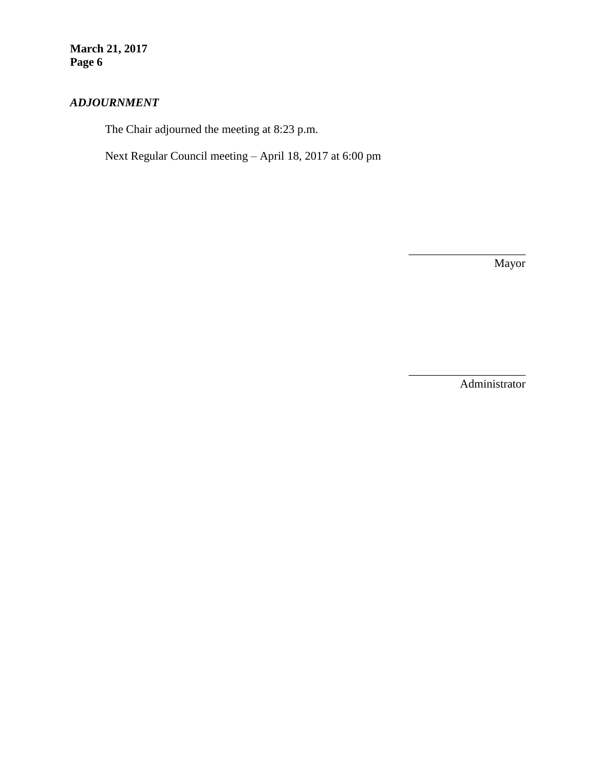### *ADJOURNMENT*

The Chair adjourned the meeting at 8:23 p.m.

Next Regular Council meeting – April 18, 2017 at 6:00 pm

____________________
Mayor

____________________
Administrator